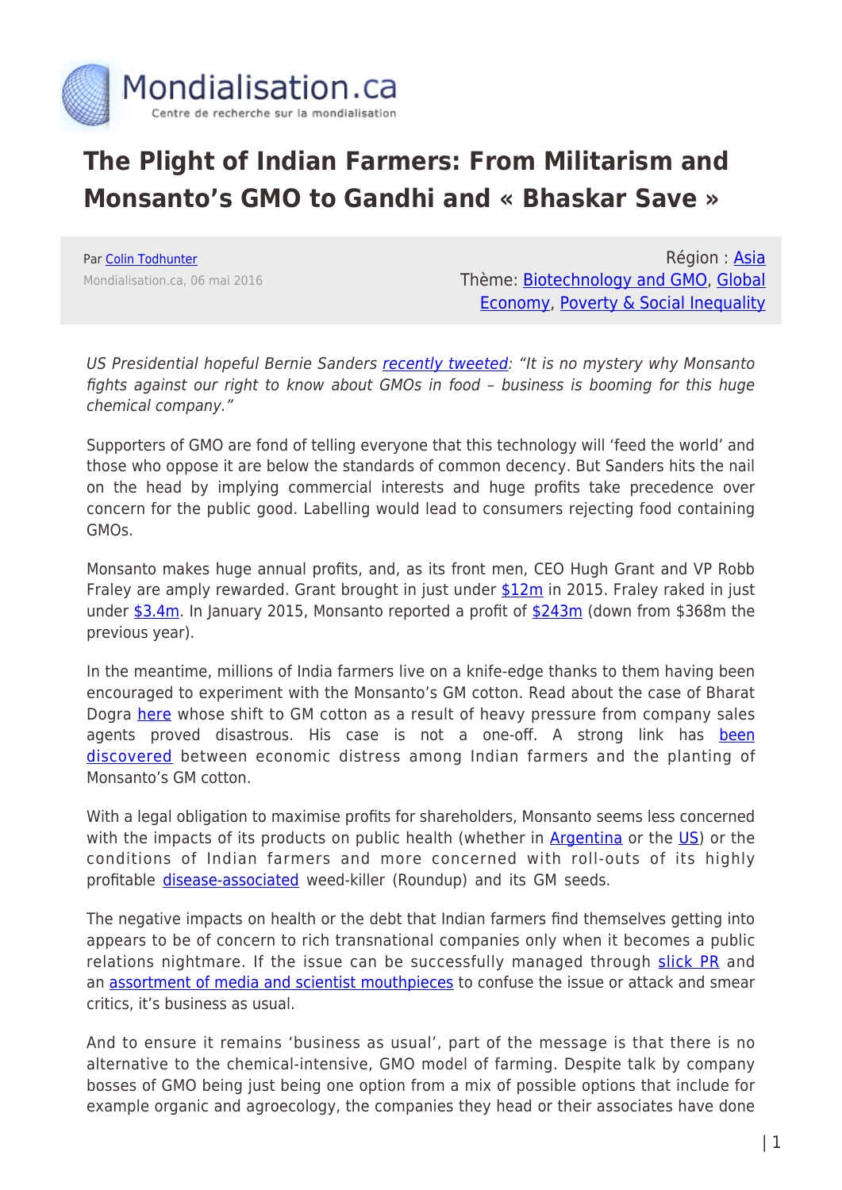# The Plight of Indian Farmers: From Militarism and Monsanto's GMO to Gandhi and « Bhaskar Save »

Par Colin Todhunter
Mondialisation.ca, 06 mai 2016

Région : Asia
Thème: Biotechnology and GMO, Global Economy, Poverty & Social Inequality

*US Presidential hopeful Bernie Sanders recently tweeted: "It is no mystery why Monsanto fights against our right to know about GMOs in food – business is booming for this huge chemical company."*

Supporters of GMO are fond of telling everyone that this technology will 'feed the world' and those who oppose it are below the standards of common decency. But Sanders hits the nail on the head by implying commercial interests and huge profits take precedence over concern for the public good. Labelling would lead to consumers rejecting food containing GMOs.

Monsanto makes huge annual profits, and, as its front men, CEO Hugh Grant and VP Robb Fraley are amply rewarded. Grant brought in just under $12m in 2015. Fraley raked in just under $3.4m. In January 2015, Monsanto reported a profit of $243m (down from $368m the previous year).

In the meantime, millions of India farmers live on a knife-edge thanks to them having been encouraged to experiment with the Monsanto's GM cotton. Read about the case of Bharat Dogra here whose shift to GM cotton as a result of heavy pressure from company sales agents proved disastrous. His case is not a one-off. A strong link has been discovered between economic distress among Indian farmers and the planting of Monsanto's GM cotton.

With a legal obligation to maximise profits for shareholders, Monsanto seems less concerned with the impacts of its products on public health (whether in Argentina or the US) or the conditions of Indian farmers and more concerned with roll-outs of its highly profitable disease-associated weed-killer (Roundup) and its GM seeds.

The negative impacts on health or the debt that Indian farmers find themselves getting into appears to be of concern to rich transnational companies only when it becomes a public relations nightmare. If the issue can be successfully managed through slick PR and an assortment of media and scientist mouthpieces to confuse the issue or attack and smear critics, it's business as usual.

And to ensure it remains 'business as usual', part of the message is that there is no alternative to the chemical-intensive, GMO model of farming. Despite talk by company bosses of GMO being just being one option from a mix of possible options that include for example organic and agroecology, the companies they head or their associates have done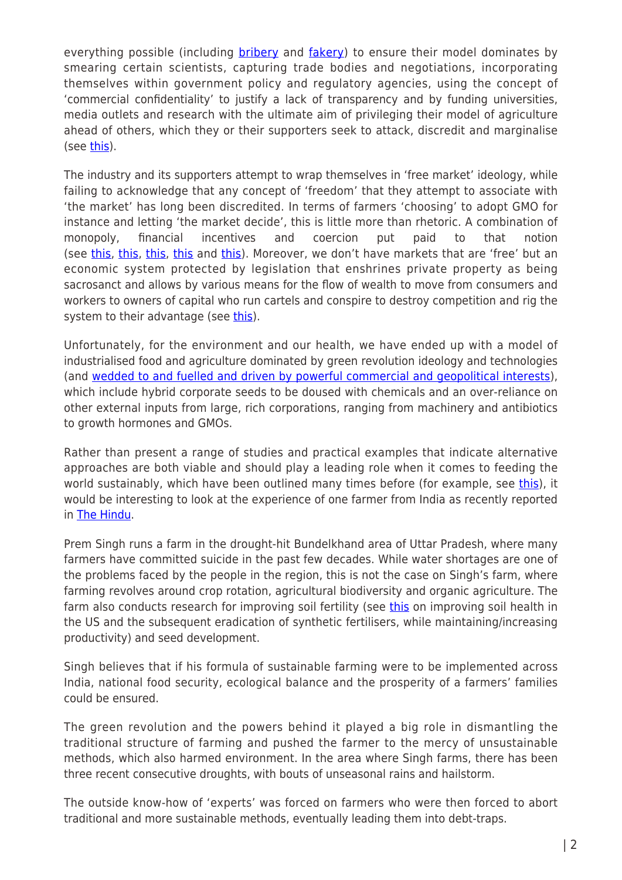everything possible (including bribery and fakery) to ensure their model dominates by smearing certain scientists, capturing trade bodies and negotiations, incorporating themselves within government policy and regulatory agencies, using the concept of 'commercial confidentiality' to justify a lack of transparency and by funding universities, media outlets and research with the ultimate aim of privileging their model of agriculture ahead of others, which they or their supporters seek to attack, discredit and marginalise (see this).

The industry and its supporters attempt to wrap themselves in 'free market' ideology, while failing to acknowledge that any concept of 'freedom' that they attempt to associate with 'the market' has long been discredited. In terms of farmers 'choosing' to adopt GMO for instance and letting 'the market decide', this is little more than rhetoric. A combination of monopoly, financial incentives and coercion put paid to that notion (see this, this, this, this and this). Moreover, we don't have markets that are 'free' but an economic system protected by legislation that enshrines private property as being sacrosanct and allows by various means for the flow of wealth to move from consumers and workers to owners of capital who run cartels and conspire to destroy competition and rig the system to their advantage (see this).

Unfortunately, for the environment and our health, we have ended up with a model of industrialised food and agriculture dominated by green revolution ideology and technologies (and wedded to and fuelled and driven by powerful commercial and geopolitical interests), which include hybrid corporate seeds to be doused with chemicals and an over-reliance on other external inputs from large, rich corporations, ranging from machinery and antibiotics to growth hormones and GMOs.

Rather than present a range of studies and practical examples that indicate alternative approaches are both viable and should play a leading role when it comes to feeding the world sustainably, which have been outlined many times before (for example, see this), it would be interesting to look at the experience of one farmer from India as recently reported in The Hindu.

Prem Singh runs a farm in the drought-hit Bundelkhand area of Uttar Pradesh, where many farmers have committed suicide in the past few decades. While water shortages are one of the problems faced by the people in the region, this is not the case on Singh's farm, where farming revolves around crop rotation, agricultural biodiversity and organic agriculture. The farm also conducts research for improving soil fertility (see this on improving soil health in the US and the subsequent eradication of synthetic fertilisers, while maintaining/increasing productivity) and seed development.

Singh believes that if his formula of sustainable farming were to be implemented across India, national food security, ecological balance and the prosperity of a farmers' families could be ensured.

The green revolution and the powers behind it played a big role in dismantling the traditional structure of farming and pushed the farmer to the mercy of unsustainable methods, which also harmed environment. In the area where Singh farms, there has been three recent consecutive droughts, with bouts of unseasonal rains and hailstorm.

The outside know-how of 'experts' was forced on farmers who were then forced to abort traditional and more sustainable methods, eventually leading them into debt-traps.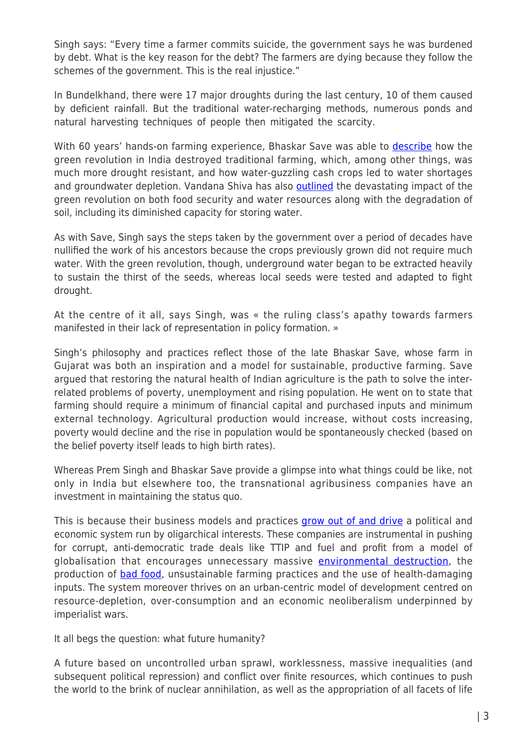Singh says: "Every time a farmer commits suicide, the government says he was burdened by debt. What is the key reason for the debt? The farmers are dying because they follow the schemes of the government. This is the real injustice."

In Bundelkhand, there were 17 major droughts during the last century, 10 of them caused by deficient rainfall. But the traditional water-recharging methods, numerous ponds and natural harvesting techniques of people then mitigated the scarcity.

With 60 years' hands-on farming experience, Bhaskar Save was able to describe how the green revolution in India destroyed traditional farming, which, among other things, was much more drought resistant, and how water-guzzling cash crops led to water shortages and groundwater depletion. Vandana Shiva has also outlined the devastating impact of the green revolution on both food security and water resources along with the degradation of soil, including its diminished capacity for storing water.

As with Save, Singh says the steps taken by the government over a period of decades have nullified the work of his ancestors because the crops previously grown did not require much water. With the green revolution, though, underground water began to be extracted heavily to sustain the thirst of the seeds, whereas local seeds were tested and adapted to fight drought.

At the centre of it all, says Singh, was « the ruling class's apathy towards farmers manifested in their lack of representation in policy formation. »

Singh's philosophy and practices reflect those of the late Bhaskar Save, whose farm in Gujarat was both an inspiration and a model for sustainable, productive farming. Save argued that restoring the natural health of Indian agriculture is the path to solve the inter-related problems of poverty, unemployment and rising population. He went on to state that farming should require a minimum of financial capital and purchased inputs and minimum external technology. Agricultural production would increase, without costs increasing, poverty would decline and the rise in population would be spontaneously checked (based on the belief poverty itself leads to high birth rates).

Whereas Prem Singh and Bhaskar Save provide a glimpse into what things could be like, not only in India but elsewhere too, the transnational agribusiness companies have an investment in maintaining the status quo.

This is because their business models and practices grow out of and drive a political and economic system run by oligarchical interests. These companies are instrumental in pushing for corrupt, anti-democratic trade deals like TTIP and fuel and profit from a model of globalisation that encourages unnecessary massive environmental destruction, the production of bad food, unsustainable farming practices and the use of health-damaging inputs. The system moreover thrives on an urban-centric model of development centred on resource-depletion, over-consumption and an economic neoliberalism underpinned by imperialist wars.

It all begs the question: what future humanity?

A future based on uncontrolled urban sprawl, worklessness, massive inequalities (and subsequent political repression) and conflict over finite resources, which continues to push the world to the brink of nuclear annihilation, as well as the appropriation of all facets of life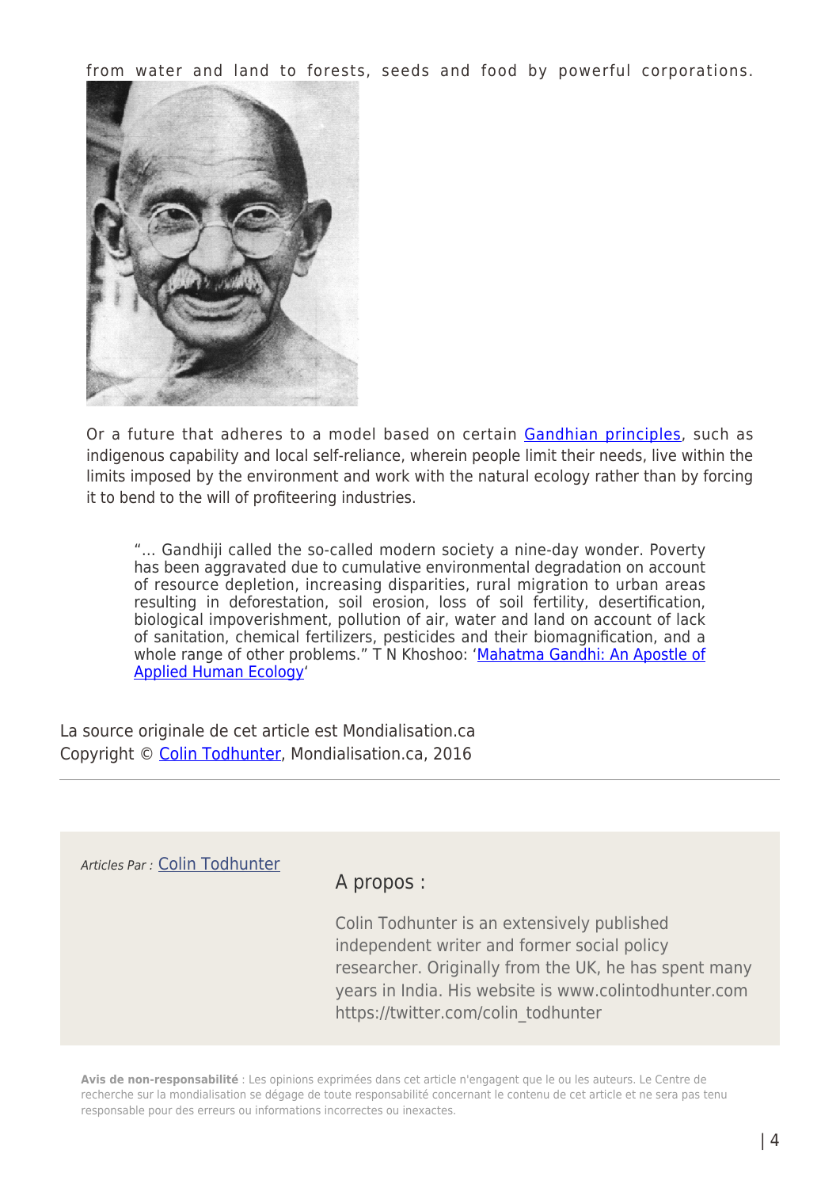from water and land to forests, seeds and food by powerful corporations.

Or a future that adheres to a model based on certain Gandhian principles, such as indigenous capability and local self-reliance, wherein people limit their needs, live within the limits imposed by the environment and work with the natural ecology rather than by forcing it to bend to the will of profiteering industries.

> "… Gandhiji called the so-called modern society a nine-day wonder. Poverty has been aggravated due to cumulative environmental degradation on account of resource depletion, increasing disparities, rural migration to urban areas resulting in deforestation, soil erosion, loss of soil fertility, desertification, biological impoverishment, pollution of air, water and land on account of lack of sanitation, chemical fertilizers, pesticides and their biomagnification, and a whole range of other problems." T N Khoshoo: 'Mahatma Gandhi: An Apostle of Applied Human Ecology'

La source originale de cet article est Mondialisation.ca
Copyright © Colin Todhunter, Mondialisation.ca, 2016

---

*Articles Par :* Colin Todhunter

A propos :

Colin Todhunter is an extensively published independent writer and former social policy researcher. Originally from the UK, he has spent many years in India. His website is www.colintodhunter.com https://twitter.com/colin_todhunter

**Avis de non-responsabilité** : Les opinions exprimées dans cet article n'engagent que le ou les auteurs. Le Centre de recherche sur la mondialisation se dégage de toute responsabilité concernant le contenu de cet article et ne sera pas tenu responsable pour des erreurs ou informations incorrectes ou inexactes.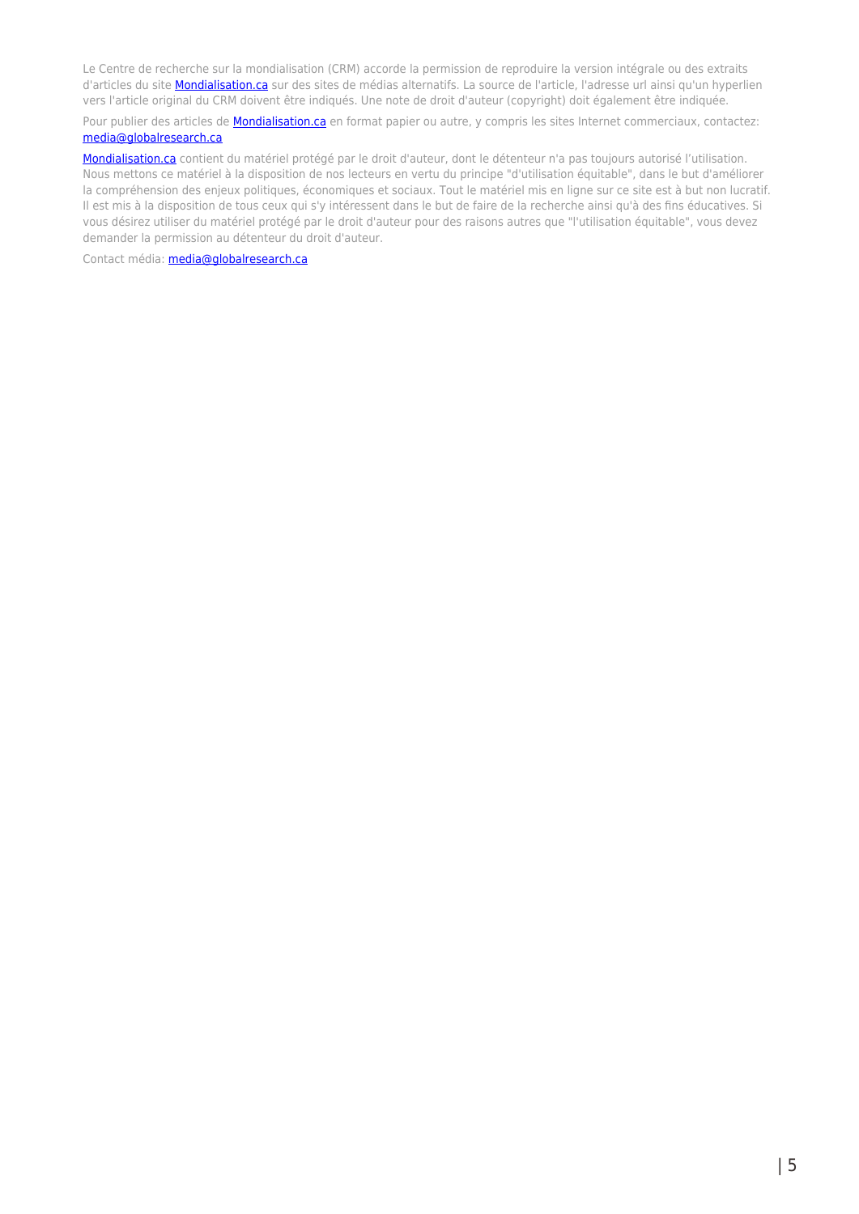Le Centre de recherche sur la mondialisation (CRM) accorde la permission de reproduire la version intégrale ou des extraits d'articles du site Mondialisation.ca sur des sites de médias alternatifs. La source de l'article, l'adresse url ainsi qu'un hyperlien vers l'article original du CRM doivent être indiqués. Une note de droit d'auteur (copyright) doit également être indiquée.

Pour publier des articles de Mondialisation.ca en format papier ou autre, y compris les sites Internet commerciaux, contactez: media@globalresearch.ca

Mondialisation.ca contient du matériel protégé par le droit d'auteur, dont le détenteur n'a pas toujours autorisé l'utilisation. Nous mettons ce matériel à la disposition de nos lecteurs en vertu du principe "d'utilisation équitable", dans le but d'améliorer la compréhension des enjeux politiques, économiques et sociaux. Tout le matériel mis en ligne sur ce site est à but non lucratif. Il est mis à la disposition de tous ceux qui s'y intéressent dans le but de faire de la recherche ainsi qu'à des fins éducatives. Si vous désirez utiliser du matériel protégé par le droit d'auteur pour des raisons autres que "l'utilisation équitable", vous devez demander la permission au détenteur du droit d'auteur.

Contact média: media@globalresearch.ca